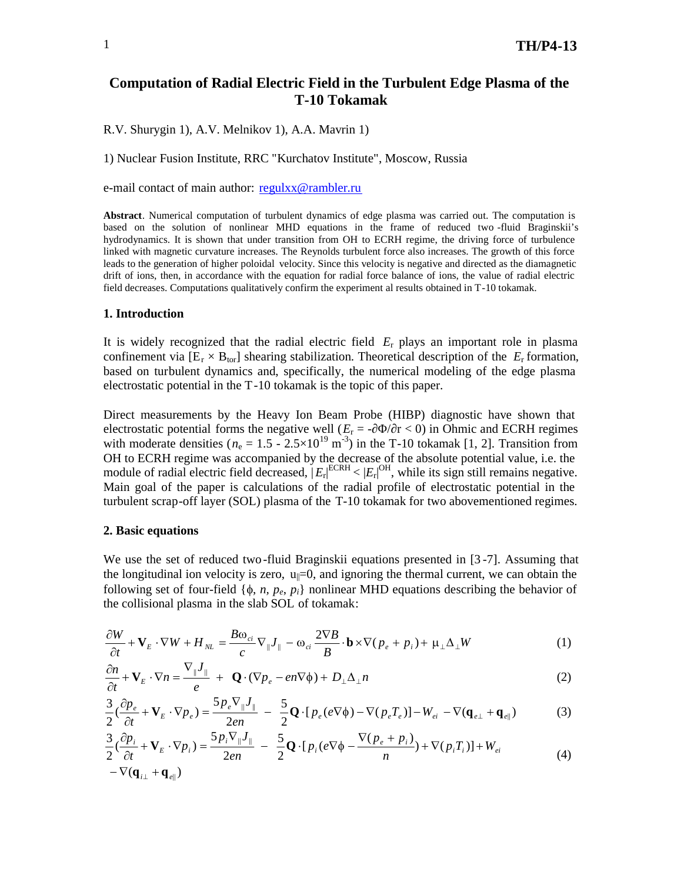# Computation of Radial Electric Field in the Turbulent Edge Plasma of the T-10 Tokamak

R.V. Shurygin 1), A.V. Melnikov 1), A.A. Mavrin 1)

1) Nuclear Fusion Institute, RRC "Kurchatov Institute", Moscow, Russia

e-mail contact of main author: regulxx@rambler.ru

**Abstract**. Numerical computation of turbulent dynamics of edge plasma was carried out. The computation is based on the solution of nonlinear MHD equations in the frame of reduced two-fluid Braginskii's hydrodynamics. It is shown that under transition from OH to ECRH regime, the driving force of turbulence linked with magnetic curvature increases. The Reynolds turbulent force also increases. The growth of this force leads to the generation of higher poloidal velocity. Since this velocity is negative and directed as the diamagnetic drift of ions, then, in accordance with the equation for radial force balance of ions, the value of radial electric field decreases. Computations qualitatively confirm the experiment al results obtained in T-10 tokamak.

## 1. Introduction

It is widely recognized that the radial electric field $E_r$ plays an important role in plasma confinement via $[E_r \times B_{tor}]$ shearing stabilization. Theoretical description of the $E_r$ formation, based on turbulent dynamics and, specifically, the numerical modeling of the edge plasma electrostatic potential in the T-10 tokamak is the topic of this paper.

Direct measurements by the Heavy Ion Beam Probe (HIBP) diagnostic have shown that electrostatic potential forms the negative well ($E_r = -\partial\Phi/\partial r < 0$) in Ohmic and ECRH regimes with moderate densities ($n_e = 1.5 - 2.5\times10^{19}$ m$^{-3}$) in the T-10 tokamak [1, 2]. Transition from OH to ECRH regime was accompanied by the decrease of the absolute potential value, i.e. the module of radial electric field decreased, $|E_r|^{ECRH} < |E_r|^{OH}$, while its sign still remains negative. Main goal of the paper is calculations of the radial profile of electrostatic potential in the turbulent scrap-off layer (SOL) plasma of the T-10 tokamak for two abovementioned regimes.

## 2. Basic equations

We use the set of reduced two-fluid Braginskii equations presented in [3-7]. Assuming that the longitudinal ion velocity is zero, $u_{\|}=0$, and ignoring the thermal current, we can obtain the following set of four-field $\{\phi, n, p_e, p_i\}$ nonlinear MHD equations describing the behavior of the collisional plasma in the slab SOL of tokamak:

$$\frac{\partial W}{\partial t} + \mathbf{V}_E \cdot \nabla W + H_{NL} = \frac{B\omega_{ci}}{c}\nabla_{\|}J_{\|} - \omega_{ci}\frac{2\nabla B}{B}\cdot \mathbf{b}\times\nabla(p_e + p_i) + \mu_{\perp}\Delta_{\perp}W \tag{1}$$

$$\frac{\partial n}{\partial t} + \mathbf{V}_E \cdot \nabla n = \frac{\nabla_{\|}J_{\|}}{e} + \mathbf{Q}\cdot(\nabla p_e - en\nabla\phi) + D_{\perp}\Delta_{\perp}n \tag{2}$$

$$\frac{3}{2}\left(\frac{\partial p_e}{\partial t} + \mathbf{V}_E \cdot \nabla p_e\right) = \frac{5p_e\nabla_{\|}J_{\|}}{2en} - \frac{5}{2}\mathbf{Q}\cdot[p_e(e\nabla\phi) - \nabla(p_eT_e)] - W_{ei} - \nabla(\mathbf{q}_{e\perp} + \mathbf{q}_{e\|}) \tag{3}$$

$$\frac{3}{2}\left(\frac{\partial p_i}{\partial t} + \mathbf{V}_E \cdot \nabla p_i\right) = \frac{5p_i\nabla_{\|}J_{\|}}{2en} - \frac{5}{2}\mathbf{Q}\cdot\left[p_i\left(e\nabla\phi - \frac{\nabla(p_e + p_i)}{n}\right) + \nabla(p_iT_i)\right] + W_{ei} - \nabla(\mathbf{q}_{i\perp} + \mathbf{q}_{e\|}) \tag{4}$$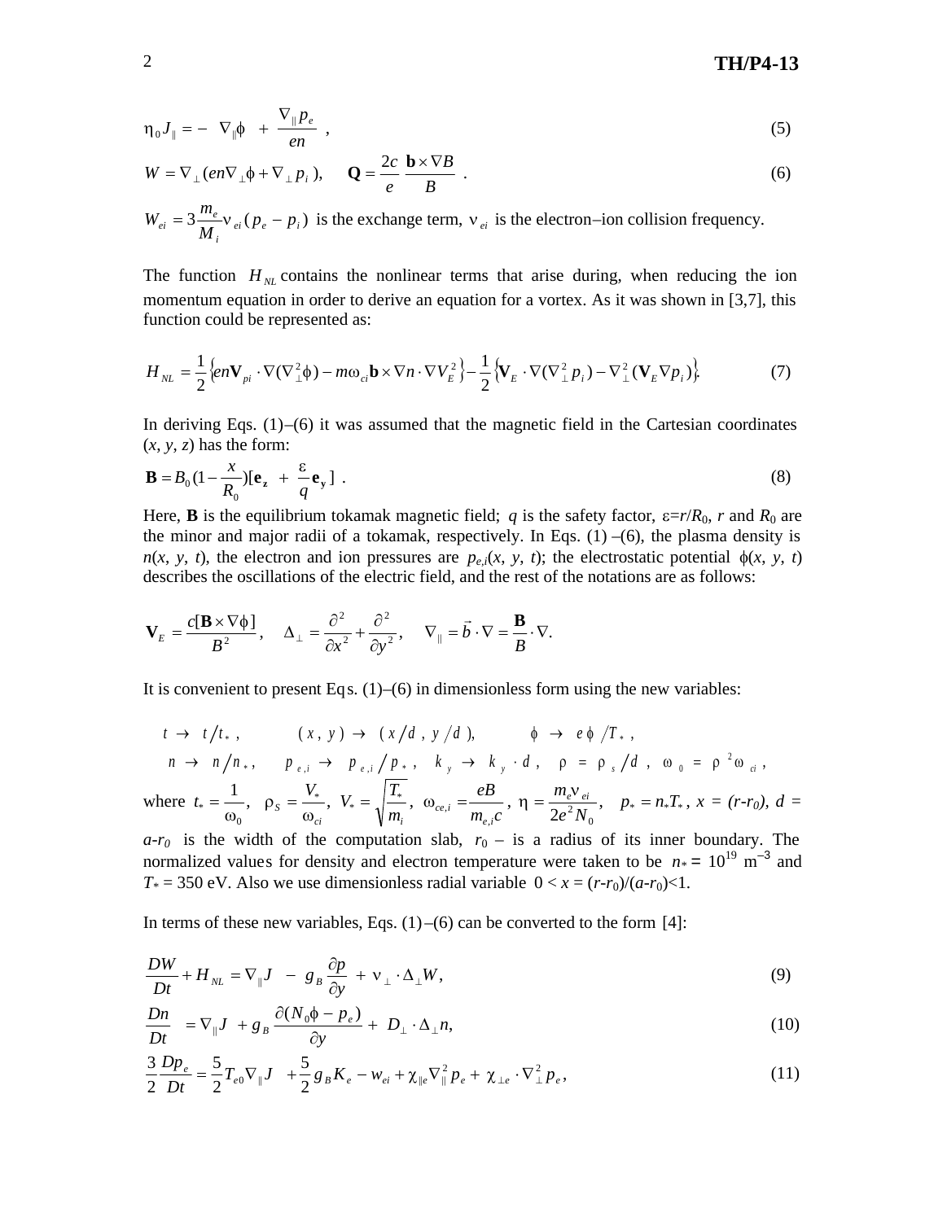$$\eta_0 J_{\|} = - \nabla_{\|}\phi + \frac{\nabla_{\|} p_e}{en} , \tag{5}$$

$$W = \nabla_{\perp}(en\nabla_{\perp}\phi + \nabla_{\perp} p_i), \quad \mathbf{Q} = \frac{2c}{e}\frac{\mathbf{b}\times\nabla B}{B} . \tag{6}$$

$W_{ei} = 3\dfrac{m_e}{M_i}\nu_{ei}(p_e - p_i)$ is the exchange term, $\nu_{ei}$ is the electron–ion collision frequency.

The function $H_{NL}$ contains the nonlinear terms that arise during, when reducing the ion momentum equation in order to derive an equation for a vortex. As it was shown in [3,7], this function could be represented as:

$$H_{NL} = \frac{1}{2}\left\{en\mathbf{V}_{pi}\cdot\nabla(\nabla_{\perp}^2\phi) - m\omega_{ci}\mathbf{b}\times\nabla n\cdot\nabla V_E^2\right\} - \frac{1}{2}\left\{\mathbf{V}_E\cdot\nabla(\nabla_{\perp}^2 p_i) - \nabla_{\perp}^2(\mathbf{V}_E\nabla p_i)\right\}. \tag{7}$$

In deriving Eqs. (1)–(6) it was assumed that the magnetic field in the Cartesian coordinates ($x$, $y$, $z$) has the form:

$$\mathbf{B} = B_0(1 - \frac{x}{R_0})[\mathbf{e_z} + \frac{\varepsilon}{q}\mathbf{e_y}] . \tag{8}$$

Here, **B** is the equilibrium tokamak magnetic field; $q$ is the safety factor, $\varepsilon = r/R_0$, $r$ and $R_0$ are the minor and major radii of a tokamak, respectively. In Eqs. (1)–(6), the plasma density is $n(x, y, t)$, the electron and ion pressures are $p_{e,i}(x, y, t)$; the electrostatic potential $\phi(x, y, t)$ describes the oscillations of the electric field, and the rest of the notations are as follows:

$$\mathbf{V}_E = \frac{c[\mathbf{B}\times\nabla\phi]}{B^2}, \quad \Delta_{\perp} = \frac{\partial^2}{\partial x^2} + \frac{\partial^2}{\partial y^2}, \quad \nabla_{\|} = \vec{b}\cdot\nabla = \frac{\mathbf{B}}{B}\cdot\nabla.$$

It is convenient to present Eqs. (1)–(6) in dimensionless form using the new variables:

$$t \to t/t_*, \quad (x, y) \to (x/d, y/d), \quad \phi \to e\phi/T_*,$$
$$n \to n/n_*, \quad p_{e,i} \to p_{e,i}/p_*, \quad k_y \to k_y\cdot d, \quad \rho = \rho_s/d, \quad \omega_0 = \rho^2\omega_{ci},$$

where $t_* = \dfrac{1}{\omega_0}$, $\rho_S = \dfrac{V_*}{\omega_{ci}}$, $V_* = \sqrt{\dfrac{T_*}{m_i}}$, $\omega_{ce,i} = \dfrac{eB}{m_{e,i}c}$, $\eta = \dfrac{m_e\nu_{ei}}{2e^2 N_0}$, $p_* = n_* T_*$, $x = (r-r_0)$, $d = a-r_0$ is the width of the computation slab, $r_0$ – is a radius of its inner boundary. The normalized values for density and electron temperature were taken to be $n_* = 10^{19}$ m$^{-3}$ and $T_* = 350$ eV. Also we use dimensionless radial variable $0 < x = (r-r_0)/(a-r_0) < 1$.

In terms of these new variables, Eqs. (1)–(6) can be converted to the form [4]:

$$\frac{DW}{Dt} + H_{NL} = \nabla_{\|}J - g_B\frac{\partial p}{\partial y} + \nu_{\perp}\cdot\Delta_{\perp}W, \tag{9}$$

$$\frac{Dn}{Dt} = \nabla_{\|}J + g_B\frac{\partial(N_0\phi - p_e)}{\partial y} + D_{\perp}\cdot\Delta_{\perp}n, \tag{10}$$

$$\frac{3}{2}\frac{Dp_e}{Dt} = \frac{5}{2}T_{e0}\nabla_{\|}J + \frac{5}{2}g_B K_e - w_{ei} + \chi_{\|e}\nabla_{\|}^2 p_e + \chi_{\perp e}\cdot\nabla_{\perp}^2 p_e, \tag{11}$$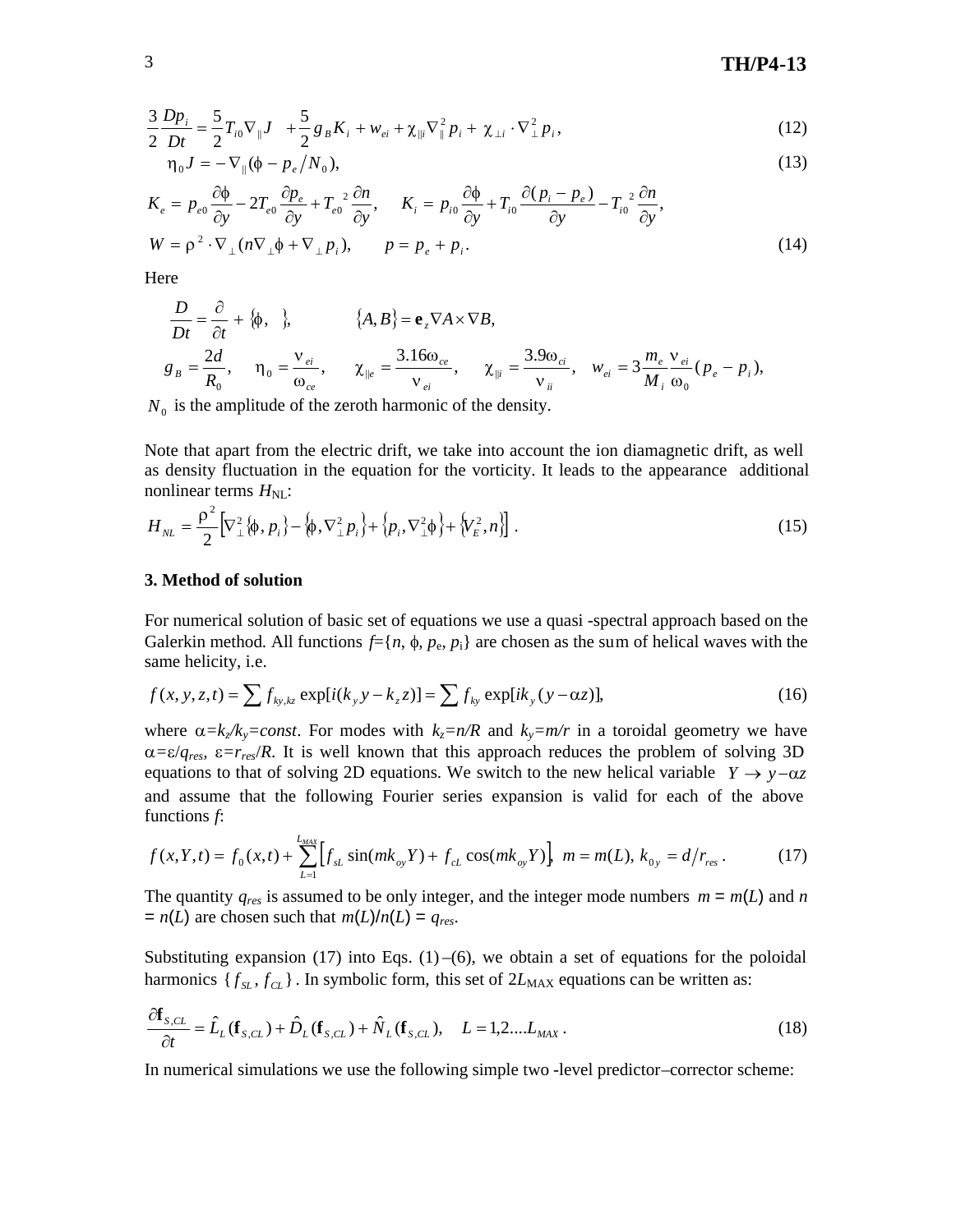$$\frac{3}{2}\frac{Dp_i}{Dt} = \frac{5}{2}T_{i0}\nabla_{\parallel}J \quad + \frac{5}{2}g_B K_i + w_{ei} + \chi_{\parallel i}\nabla_{\parallel}^2 p_i + \chi_{\perp i}\cdot\nabla_{\perp}^2 p_i, \tag{12}$$

$$\eta_0 J = -\nabla_{\parallel}(\phi - p_e/N_0), \tag{13}$$

$$K_e = p_{e0}\frac{\partial\phi}{\partial y} - 2T_{e0}\frac{\partial p_e}{\partial y} + T_{e0}{}^2\frac{\partial n}{\partial y}, \qquad K_i = p_{i0}\frac{\partial\phi}{\partial y} + T_{i0}\frac{\partial(p_i - p_e)}{\partial y} - T_{i0}{}^2\frac{\partial n}{\partial y},$$

$$W = \rho^2\cdot\nabla_{\perp}(n\nabla_{\perp}\phi + \nabla_{\perp}p_i), \qquad p = p_e + p_i. \tag{14}$$

Here

$$\frac{D}{Dt} = \frac{\partial}{\partial t} + \{\phi, \ \}, \qquad \{A, B\} = \mathbf{e}_z\nabla A\times\nabla B,$$

$$g_B = \frac{2d}{R_0}, \quad \eta_0 = \frac{\nu_{ei}}{\omega_{ce}}, \quad \chi_{\parallel e} = \frac{3.16\omega_{ce}}{\nu_{ei}}, \quad \chi_{\parallel i} = \frac{3.9\omega_{ci}}{\nu_{ii}}, \quad w_{ei} = 3\frac{m_e}{M_i}\frac{\nu_{ei}}{\omega_0}(p_e - p_i),$$

$N_0$ is the amplitude of the zeroth harmonic of the density.

Note that apart from the electric drift, we take into account the ion diamagnetic drift, as well as density fluctuation in the equation for the vorticity. It leads to the appearance additional nonlinear terms $H_{NL}$:

$$H_{NL} = \frac{\rho^2}{2}\left[\nabla_{\perp}^2\{\phi, p_i\} - \{\phi, \nabla_{\perp}^2 p_i\} + \{p_i, \nabla_{\perp}^2\phi\} + \{V_E^2, n\}\right]. \tag{15}$$

## 3. Method of solution

For numerical solution of basic set of equations we use a quasi -spectral approach based on the Galerkin method. All functions $f=\{n, \phi, p_e, p_i\}$ are chosen as the sum of helical waves with the same helicity, i.e.

$$f(x, y, z, t) = \sum f_{ky,kz}\exp[i(k_y y - k_z z)] = \sum f_{ky}\exp[ik_y(y - \alpha z)], \tag{16}$$

where $\alpha=k_z/k_y=const$. For modes with $k_z=n/R$ and $k_y=m/r$ in a toroidal geometry we have $\alpha=\varepsilon/q_{res}$, $\varepsilon=r_{res}/R$. It is well known that this approach reduces the problem of solving 3D equations to that of solving 2D equations. We switch to the new helical variable $Y \rightarrow y - \alpha z$ and assume that the following Fourier series expansion is valid for each of the above functions $f$:

$$f(x, Y, t) = f_0(x, t) + \sum_{L=1}^{L_{MAX}}\left[f_{sL}\sin(mk_{oy}Y) + f_{cL}\cos(mk_{oy}Y)\right], \ m = m(L), \ k_{0y} = d/r_{res}. \tag{17}$$

The quantity $q_{res}$ is assumed to be only integer, and the integer mode numbers $m = m(L)$ and $n = n(L)$ are chosen such that $m(L)/n(L) = q_{res}$.

Substituting expansion (17) into Eqs. (1)–(6), we obtain a set of equations for the poloidal harmonics $\{f_{SL}, f_{CL}\}$. In symbolic form, this set of $2L_{MAX}$ equations can be written as:

$$\frac{\partial\mathbf{f}_{S,CL}}{\partial t} = \hat{L}_L(\mathbf{f}_{S,CL}) + \hat{D}_L(\mathbf{f}_{S,CL}) + \hat{N}_L(\mathbf{f}_{S,CL}), \quad L = 1,2....L_{MAX}. \tag{18}$$

In numerical simulations we use the following simple two -level predictor–corrector scheme: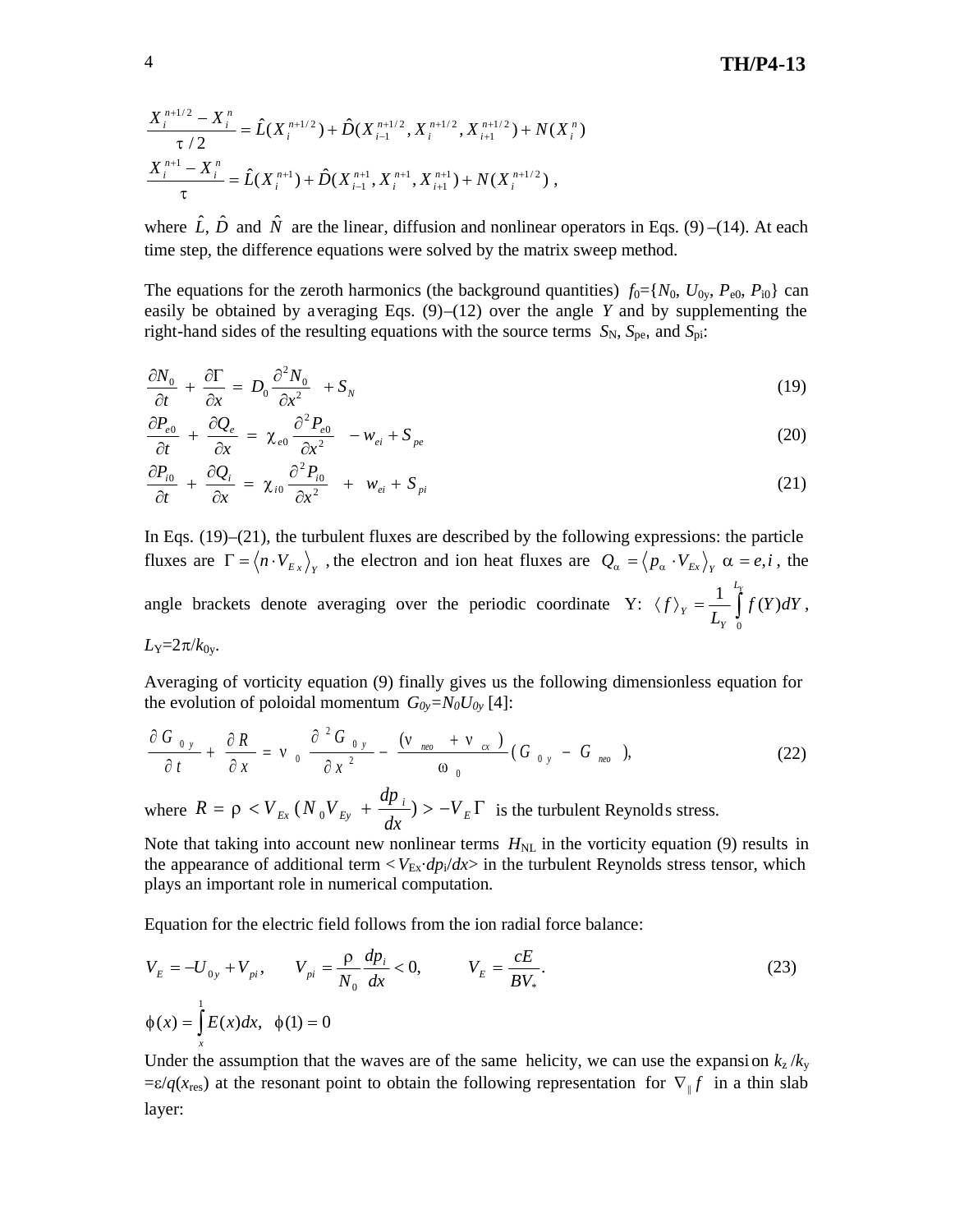$$\frac{X_i^{n+1/2} - X_i^n}{\tau/2} = \hat{L}(X_i^{n+1/2}) + \hat{D}(X_{i-1}^{n+1/2}, X_i^{n+1/2}, X_{i+1}^{n+1/2}) + N(X_i^n)$$

$$\frac{X_i^{n+1} - X_i^n}{\tau} = \hat{L}(X_i^{n+1}) + \hat{D}(X_{i-1}^{n+1}, X_i^{n+1}, X_{i+1}^{n+1}) + N(X_i^{n+1/2}) \,,$$

where $\hat{L}$, $\hat{D}$ and $\hat{N}$ are the linear, diffusion and nonlinear operators in Eqs. (9)–(14). At each time step, the difference equations were solved by the matrix sweep method.

The equations for the zeroth harmonics (the background quantities) $f_0=\{N_0, U_{0y}, P_{e0}, P_{i0}\}$ can easily be obtained by averaging Eqs. (9)–(12) over the angle $Y$ and by supplementing the right-hand sides of the resulting equations with the source terms $S_N$, $S_{pe}$, and $S_{pi}$:

$$\frac{\partial N_0}{\partial t} + \frac{\partial \Gamma}{\partial x} = D_0 \frac{\partial^2 N_0}{\partial x^2} + S_N \tag{19}$$

$$\frac{\partial P_{e0}}{\partial t} + \frac{\partial Q_e}{\partial x} = \chi_{e0} \frac{\partial^2 P_{e0}}{\partial x^2} - w_{ei} + S_{pe} \tag{20}$$

$$\frac{\partial P_{i0}}{\partial t} + \frac{\partial Q_i}{\partial x} = \chi_{i0} \frac{\partial^2 P_{i0}}{\partial x^2} + w_{ei} + S_{pi} \tag{21}$$

In Eqs. (19)–(21), the turbulent fluxes are described by the following expressions: the particle fluxes are $\Gamma = \langle n \cdot V_{Ex} \rangle_Y$, the electron and ion heat fluxes are $Q_\alpha = \langle p_\alpha \cdot V_{Ex} \rangle_Y \;\; \alpha = e,i$, the angle brackets denote averaging over the periodic coordinate Y: $\langle f \rangle_Y = \frac{1}{L_Y} \int_0^{L_Y} f(Y) dY$, $L_Y = 2\pi/k_{0y}$.

Averaging of vorticity equation (9) finally gives us the following dimensionless equation for the evolution of poloidal momentum $G_{0y}=N_0U_{0y}$ [4]:

$$\frac{\partial G_{0y}}{\partial t} + \frac{\partial R}{\partial x} = \nu_0 \frac{\partial^2 G_{0y}}{\partial x^2} - \frac{(\nu_{neo} + \nu_{cx})}{\omega_0}(G_{0y} - G_{neo}), \tag{22}$$

where $R = \rho < V_{Ex}(N_0 V_{Ey} + \frac{dp_i}{dx}) > -V_E \Gamma$ is the turbulent Reynolds stress.

Note that taking into account new nonlinear terms $H_{NL}$ in the vorticity equation (9) results in the appearance of additional term $<V_{Ex} \cdot dp_i/dx>$ in the turbulent Reynolds stress tensor, which plays an important role in numerical computation.

Equation for the electric field follows from the ion radial force balance:

$$V_E = -U_{0y} + V_{pi}, \qquad V_{pi} = \frac{\rho}{N_0} \frac{dp_i}{dx} < 0, \qquad V_E = \frac{cE}{BV_*}. \tag{23}$$

$$\phi(x) = \int_x^1 E(x) dx, \;\; \phi(1) = 0$$

Under the assumption that the waves are of the same helicity, we can use the expansion $k_z/k_y = \varepsilon/q(x_{res})$ at the resonant point to obtain the following representation for $\nabla_\parallel f$ in a thin slab layer: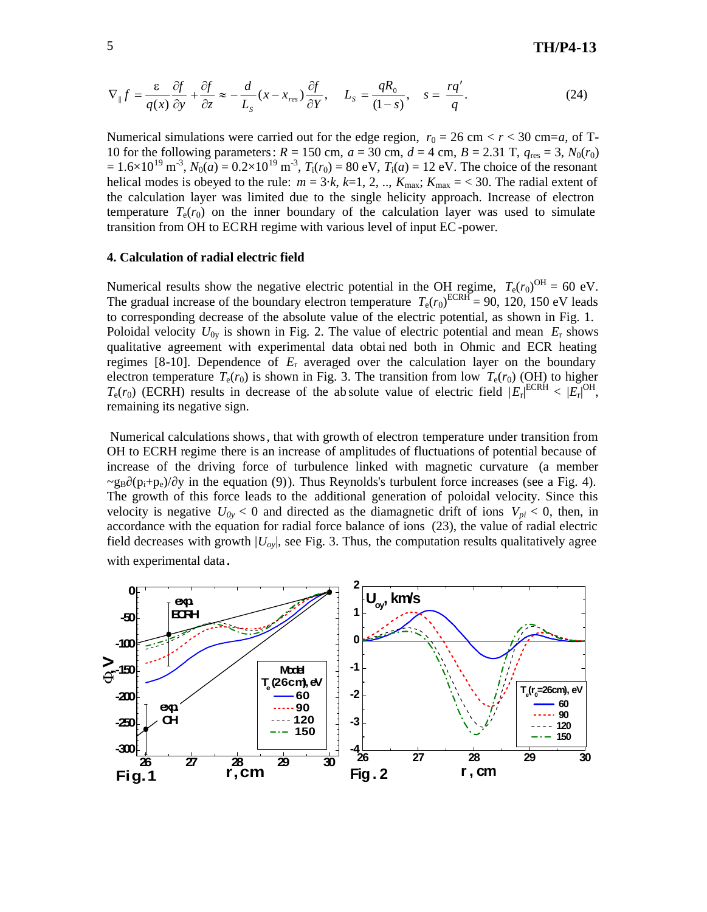$$\nabla_{\parallel} f = \frac{\varepsilon}{q(x)}\frac{\partial f}{\partial y} + \frac{\partial f}{\partial z} \approx -\frac{d}{L_S}(x - x_{res})\frac{\partial f}{\partial Y}, \quad L_S = \frac{qR_0}{(1-s)}, \quad s = \frac{rq'}{q}. \tag{24}$$

Numerical simulations were carried out for the edge region, $r_0$ = 26 cm < $r$ < 30 cm=$a$, of T-10 for the following parameters: $R$ = 150 cm, $a$ = 30 cm, $d$ = 4 cm, $B$ = 2.31 T, $q_{res}$ = 3, $N_0(r_0)$ = 1.6×10$^{19}$ m$^{-3}$, $N_0(a)$ = 0.2×10$^{19}$ m$^{-3}$, $T_i(r_0)$ = 80 eV, $T_i(a)$ = 12 eV. The choice of the resonant helical modes is obeyed to the rule: $m = 3\cdot k$, $k$=1, 2, .., $K_{max}$; $K_{max}$ = < 30. The radial extent of the calculation layer was limited due to the single helicity approach. Increase of electron temperature $T_e(r_0)$ on the inner boundary of the calculation layer was used to simulate transition from OH to ECRH regime with various level of input EC-power.

## 4. Calculation of radial electric field

Numerical results show the negative electric potential in the OH regime, $T_e(r_0)^{OH}$ = 60 eV. The gradual increase of the boundary electron temperature $T_e(r_0)^{ECRH}$ = 90, 120, 150 eV leads to corresponding decrease of the absolute value of the electric potential, as shown in Fig. 1. Poloidal velocity $U_{0y}$ is shown in Fig. 2. The value of electric potential and mean $E_r$ shows qualitative agreement with experimental data obtained both in Ohmic and ECR heating regimes [8-10]. Dependence of $E_r$ averaged over the calculation layer on the boundary electron temperature $T_e(r_0)$ is shown in Fig. 3. The transition from low $T_e(r_0)$ (OH) to higher $T_e(r_0)$ (ECRH) results in decrease of the absolute value of electric field $|E_r|^{ECRH} < |E_r|^{OH}$, remaining its negative sign.

Numerical calculations shows, that with growth of electron temperature under transition from OH to ECRH regime there is an increase of amplitudes of fluctuations of potential because of increase of the driving force of turbulence linked with magnetic curvature (a member $\sim g_B\partial(p_i+p_e)/\partial y$ in the equation (9)). Thus Reynolds's turbulent force increases (see a Fig. 4). The growth of this force leads to the additional generation of poloidal velocity. Since this velocity is negative $U_{0y}$ < 0 and directed as the diamagnetic drift of ions $V_{pi}$ < 0, then, in accordance with the equation for radial force balance of ions (23), the value of radial electric field decreases with growth $|U_{oy}|$, see Fig. 3. Thus, the computation results qualitatively agree with experimental data.

Fig.1

Fig.2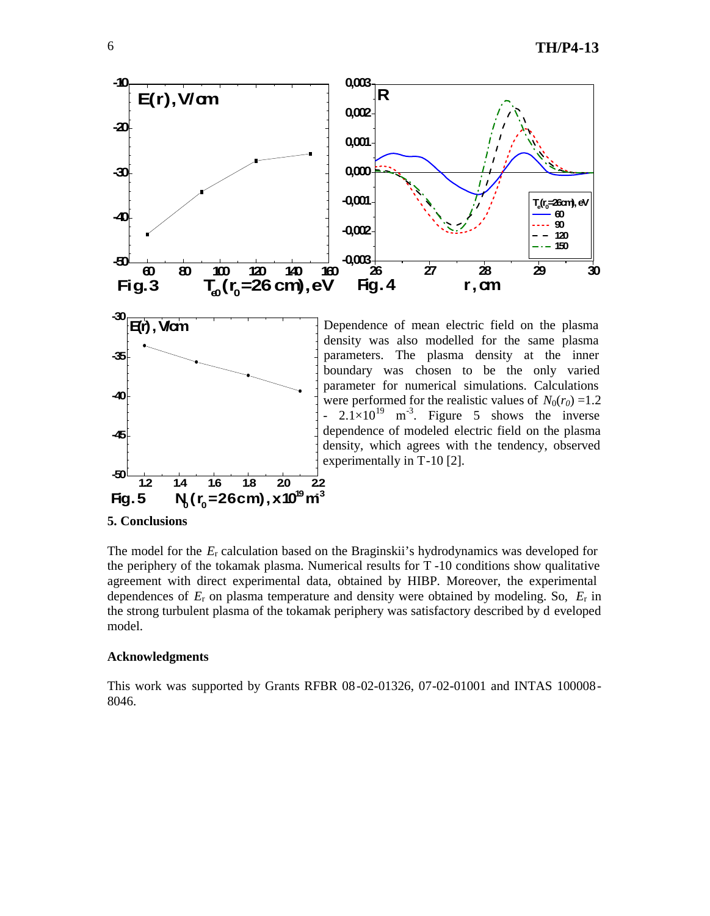Dependence of mean electric field on the plasma density was also modelled for the same plasma parameters. The plasma density at the inner boundary was chosen to be the only varied parameter for numerical simulations. Calculations were performed for the realistic values of $N_0(r_0)$ =1.2 - 2.1×10$^{19}$ m$^{-3}$. Figure 5 shows the inverse dependence of modeled electric field on the plasma density, which agrees with the tendency, observed experimentally in T-10 [2].

## 5. Conclusions

The model for the $E_r$ calculation based on the Braginskii's hydrodynamics was developed for the periphery of the tokamak plasma. Numerical results for T-10 conditions show qualitative agreement with direct experimental data, obtained by HIBP. Moreover, the experimental dependences of $E_r$ on plasma temperature and density were obtained by modeling. So, $E_r$ in the strong turbulent plasma of the tokamak periphery was satisfactory described by developed model.

### Acknowledgments

This work was supported by Grants RFBR 08-02-01326, 07-02-01001 and INTAS 100008-8046.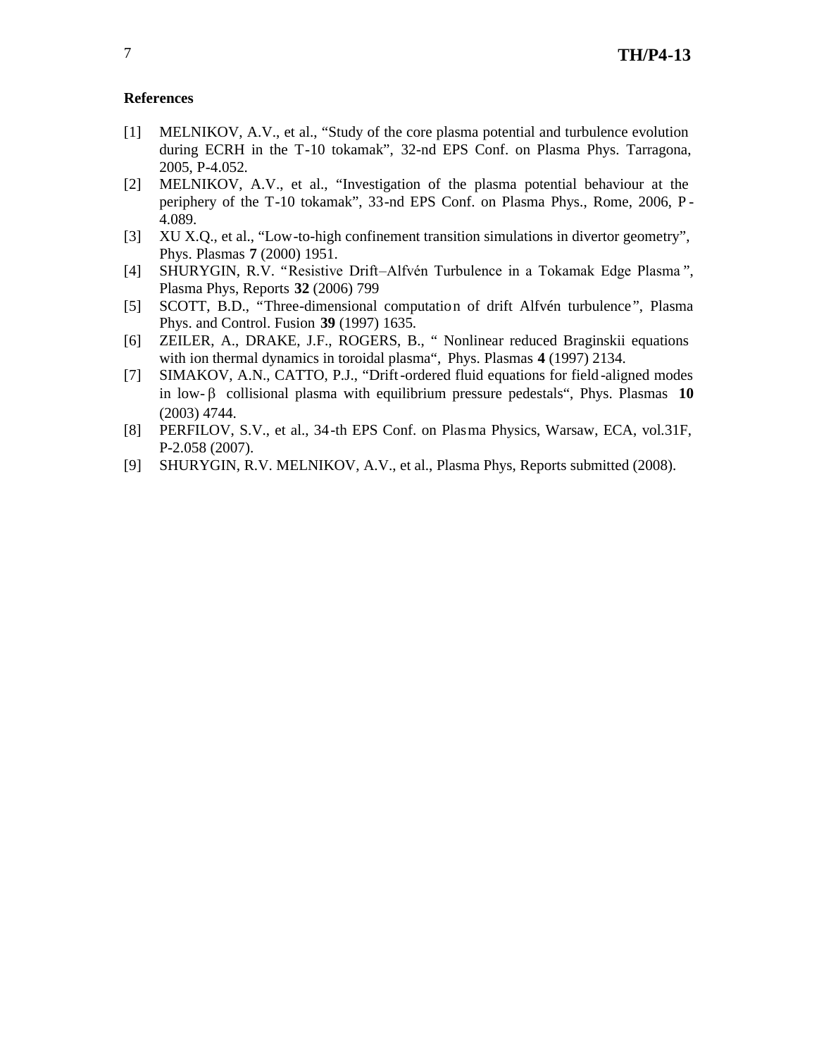## References

[1] MELNIKOV, A.V., et al., "Study of the core plasma potential and turbulence evolution during ECRH in the T-10 tokamak", 32-nd EPS Conf. on Plasma Phys. Tarragona, 2005, P-4.052.

[2] MELNIKOV, A.V., et al., "Investigation of the plasma potential behaviour at the periphery of the T-10 tokamak", 33-nd EPS Conf. on Plasma Phys., Rome, 2006, P-4.089.

[3] XU X.Q., et al., "Low-to-high confinement transition simulations in divertor geometry", Phys. Plasmas **7** (2000) 1951.

[4] SHURYGIN, R.V. "Resistive Drift–Alfvén Turbulence in a Tokamak Edge Plasma", Plasma Phys, Reports **32** (2006) 799

[5] SCOTT, B.D., "Three-dimensional computation of drift Alfvén turbulence", Plasma Phys. and Control. Fusion **39** (1997) 1635.

[6] ZEILER, A., DRAKE, J.F., ROGERS, B., " Nonlinear reduced Braginskii equations with ion thermal dynamics in toroidal plasma", Phys. Plasmas **4** (1997) 2134.

[7] SIMAKOV, A.N., CATTO, P.J., "Drift-ordered fluid equations for field-aligned modes in low-$\beta$ collisional plasma with equilibrium pressure pedestals", Phys. Plasmas **10** (2003) 4744.

[8] PERFILOV, S.V., et al., 34-th EPS Conf. on Plasma Physics, Warsaw, ECA, vol.31F, P-2.058 (2007).

[9] SHURYGIN, R.V. MELNIKOV, A.V., et al., Plasma Phys, Reports submitted (2008).